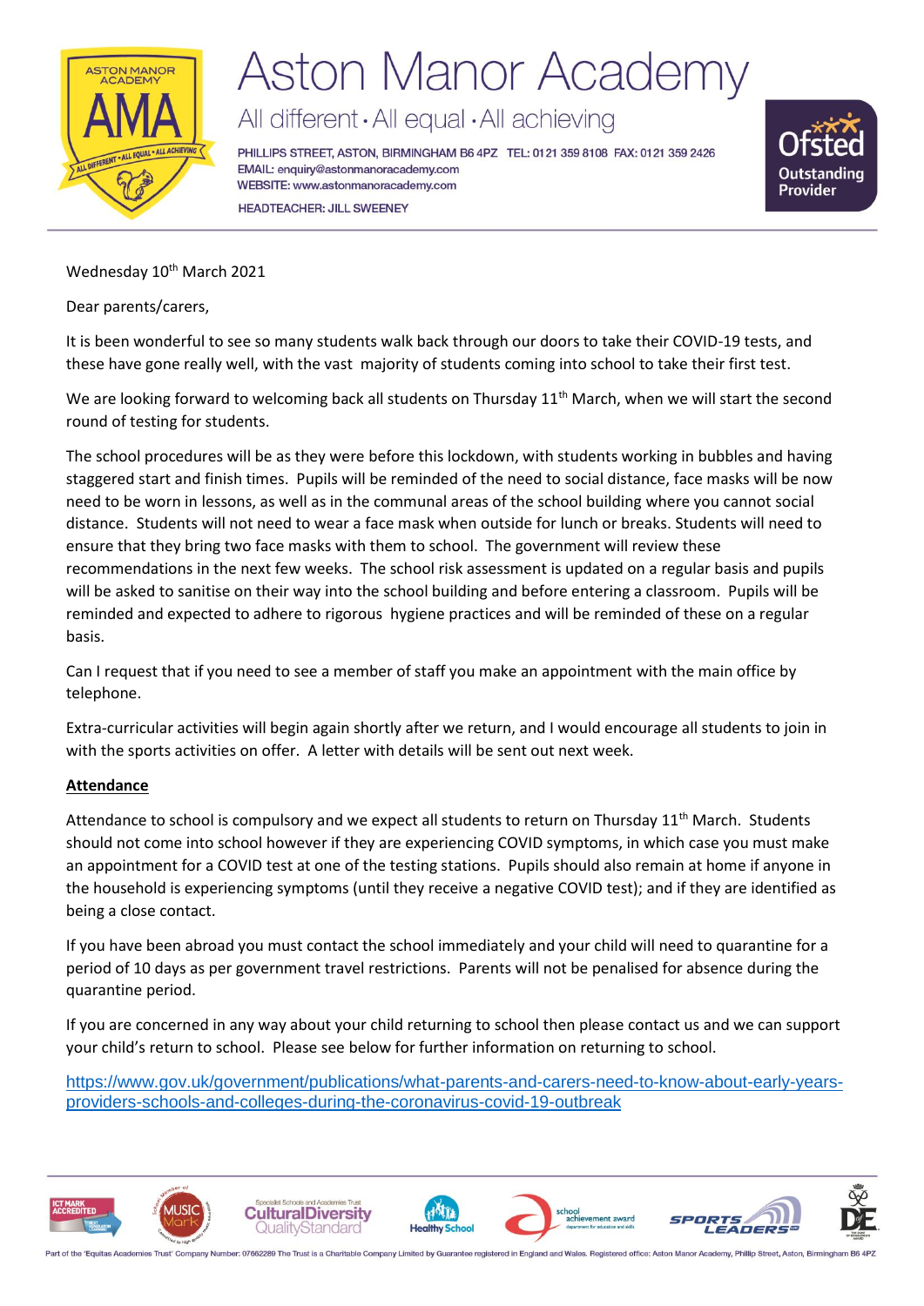# Aston Manor Academy

All different • All equal • All achieving

PHILLIPS STREET, ASTON, BIRMINGHAM B6 4PZ TEL: 0121 359 8108 FAX: 0121 359 2426
EMAIL: enquiry@astonmanoracademy.com
WEBSITE: www.astonmanoracademy.com

HEADTEACHER: JILL SWEENEY

Wednesday 10th March 2021

Dear parents/carers,

It is been wonderful to see so many students walk back through our doors to take their COVID-19 tests, and these have gone really well, with the vast majority of students coming into school to take their first test.

We are looking forward to welcoming back all students on Thursday 11th March, when we will start the second round of testing for students.

The school procedures will be as they were before this lockdown, with students working in bubbles and having staggered start and finish times. Pupils will be reminded of the need to social distance, face masks will be now need to be worn in lessons, as well as in the communal areas of the school building where you cannot social distance. Students will not need to wear a face mask when outside for lunch or breaks. Students will need to ensure that they bring two face masks with them to school. The government will review these recommendations in the next few weeks. The school risk assessment is updated on a regular basis and pupils will be asked to sanitise on their way into the school building and before entering a classroom. Pupils will be reminded and expected to adhere to rigorous hygiene practices and will be reminded of these on a regular basis.

Can I request that if you need to see a member of staff you make an appointment with the main office by telephone.

Extra-curricular activities will begin again shortly after we return, and I would encourage all students to join in with the sports activities on offer. A letter with details will be sent out next week.

**Attendance**

Attendance to school is compulsory and we expect all students to return on Thursday 11th March. Students should not come into school however if they are experiencing COVID symptoms, in which case you must make an appointment for a COVID test at one of the testing stations. Pupils should also remain at home if anyone in the household is experiencing symptoms (until they receive a negative COVID test); and if they are identified as being a close contact.

If you have been abroad you must contact the school immediately and your child will need to quarantine for a period of 10 days as per government travel restrictions. Parents will not be penalised for absence during the quarantine period.

If you are concerned in any way about your child returning to school then please contact us and we can support your child's return to school. Please see below for further information on returning to school.

https://www.gov.uk/government/publications/what-parents-and-carers-need-to-know-about-early-years-providers-schools-and-colleges-during-the-coronavirus-covid-19-outbreak

Part of the 'Equitas Academies Trust' Company Number: 07662289 The Trust is a Charitable Company Limited by Guarantee registered in England and Wales. Registered office: Aston Manor Academy, Phillip Street, Aston, Birmingham B6 4PZ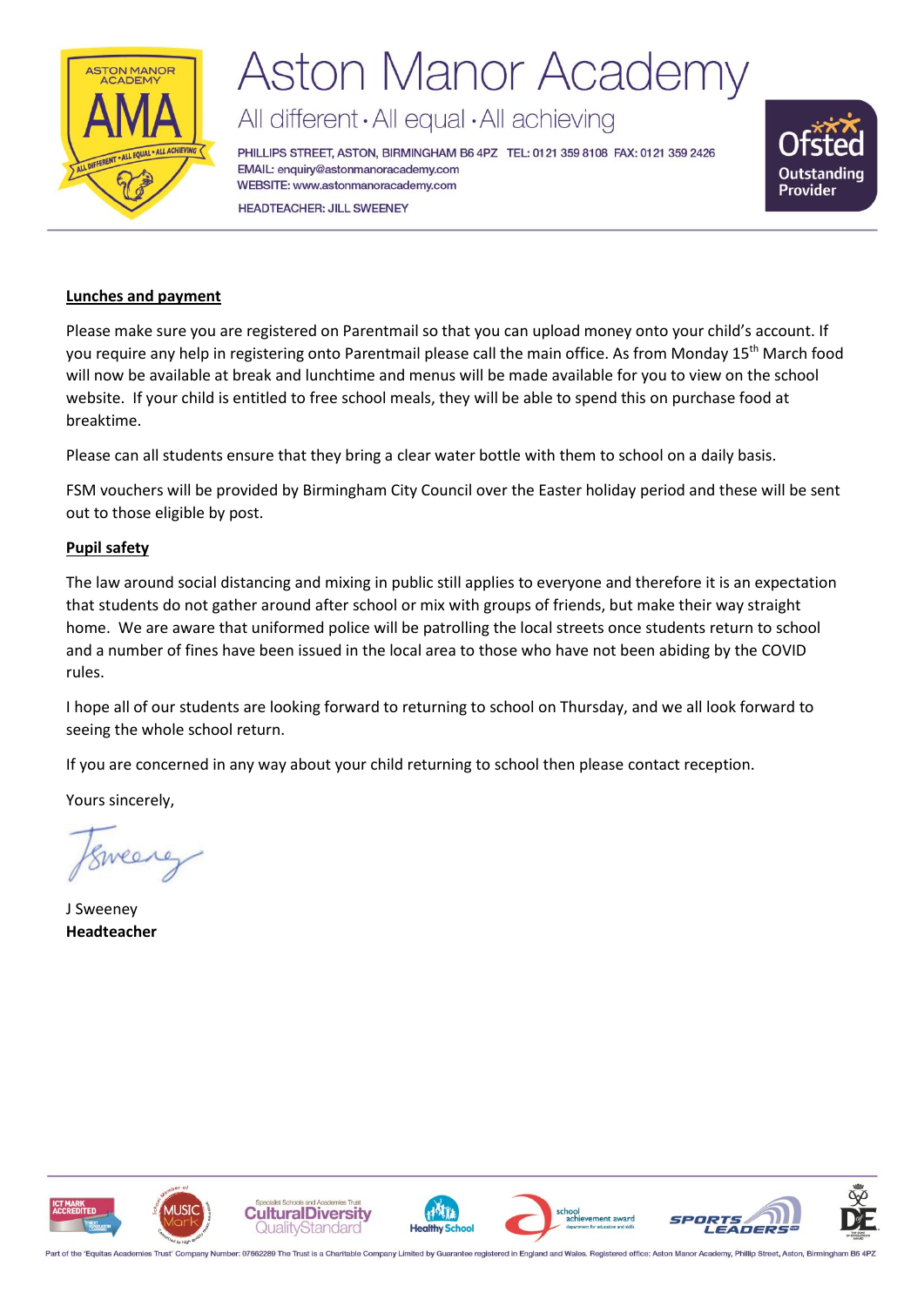# Aston Manor Academy

All different • All equal • All achieving

PHILLIPS STREET, ASTON, BIRMINGHAM B6 4PZ TEL: 0121 359 8108 FAX: 0121 359 2426
EMAIL: enquiry@astonmanoracademy.com
WEBSITE: www.astonmanoracademy.com
HEADTEACHER: JILL SWEENEY

**Lunches and payment**

Please make sure you are registered on Parentmail so that you can upload money onto your child's account. If you require any help in registering onto Parentmail please call the main office. As from Monday 15th March food will now be available at break and lunchtime and menus will be made available for you to view on the school website. If your child is entitled to free school meals, they will be able to spend this on purchase food at breaktime.

Please can all students ensure that they bring a clear water bottle with them to school on a daily basis.

FSM vouchers will be provided by Birmingham City Council over the Easter holiday period and these will be sent out to those eligible by post.

**Pupil safety**

The law around social distancing and mixing in public still applies to everyone and therefore it is an expectation that students do not gather around after school or mix with groups of friends, but make their way straight home. We are aware that uniformed police will be patrolling the local streets once students return to school and a number of fines have been issued in the local area to those who have not been abiding by the COVID rules.

I hope all of our students are looking forward to returning to school on Thursday, and we all look forward to seeing the whole school return.

If you are concerned in any way about your child returning to school then please contact reception.

Yours sincerely,

J Sweeney
**Headteacher**

Part of the 'Equitas Academies Trust' Company Number: 07662289 The Trust is a Charitable Company Limited by Guarantee registered in England and Wales. Registered office: Aston Manor Academy, Phillip Street, Aston, Birmingham B6 4PZ